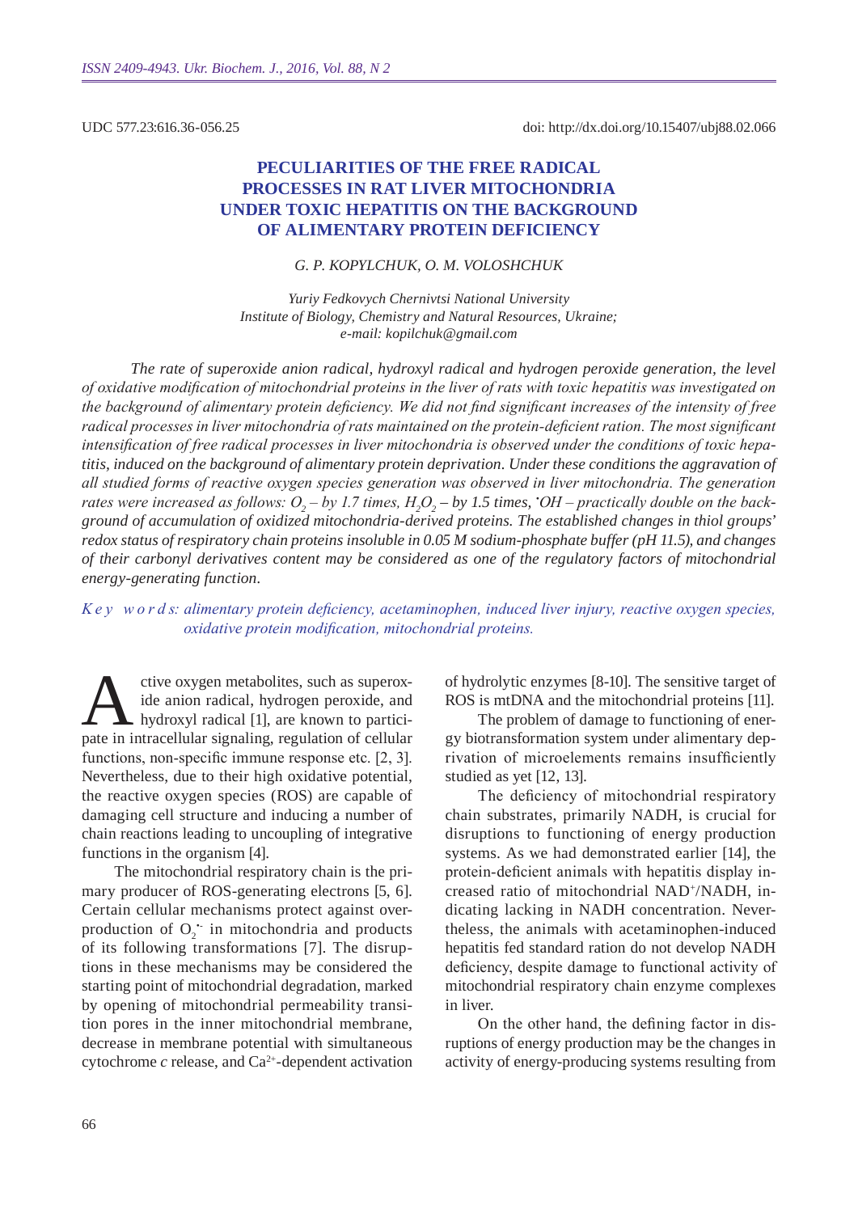UDC 577.23:616.36-056.25

doi: http://dx.doi.org/10.15407/ubj88.02.066

# PECULIARITIES OF THE FREE RADICAL PROCESSES IN RAT LIVER MITOCHONDRIA UNDER TOXIC HEPATITIS ON THE BACKGROUND OF ALIMENTARY PROTEIN DEFICIENCY

*G. P. KOPYLCHUK, O. M. VOLOSHCHUK*

*Yuriy Fedkovych Chernivtsi National University*
*Institute of Biology, Chemistry and Natural Resources, Ukraine;*
*e-mail: kopilchuk@gmail.com*

*The rate of superoxide anion radical, hydroxyl radical and hydrogen peroxide generation, the level of oxidative modification of mitochondrial proteins in the liver of rats with toxic hepatitis was investigated on the background of alimentary protein deficiency. We did not find significant increases of the intensity of free radical processes in liver mitochondria of rats maintained on the protein-deficient ration. The most significant intensification of free radical processes in liver mitochondria is observed under the conditions of toxic hepatitis, induced on the background of alimentary protein deprivation. Under these conditions the aggravation of all studied forms of reactive oxygen species generation was observed in liver mitochondria. The generation rates were increased as follows: $O_2$ – by 1.7 times, $H_2O_2$ – by 1.5 times, $^{\bullet}OH$ – practically double on the background of accumulation of oxidized mitochondria-derived proteins. The established changes in thiol groups' redox status of respiratory chain proteins insoluble in 0.05 M sodium-phosphate buffer (pH 11.5), and changes of their carbonyl derivatives content may be considered as one of the regulatory factors of mitochondrial energy-generating function.*

*K e y w o r d s: alimentary protein deficiency, acetaminophen, induced liver injury, reactive oxygen species, oxidative protein modification, mitochondrial proteins.*

Active oxygen metabolites, such as superoxide anion radical, hydrogen peroxide, and hydroxyl radical [1], are known to participate in intracellular signaling, regulation of cellular functions, non-specific immune response etc. [2, 3]. Nevertheless, due to their high oxidative potential, the reactive oxygen species (ROS) are capable of damaging cell structure and inducing a number of chain reactions leading to uncoupling of integrative functions in the organism [4].

The mitochondrial respiratory chain is the primary producer of ROS-generating electrons [5, 6]. Certain cellular mechanisms protect against overproduction of $O_2^{\bullet-}$ in mitochondria and products of its following transformations [7]. The disruptions in these mechanisms may be considered the starting point of mitochondrial degradation, marked by opening of mitochondrial permeability transition pores in the inner mitochondrial membrane, decrease in membrane potential with simultaneous cytochrome *c* release, and $Ca^{2+}$-dependent activation of hydrolytic enzymes [8-10]. The sensitive target of ROS is mtDNA and the mitochondrial proteins [11].

The problem of damage to functioning of energy biotransformation system under alimentary deprivation of microelements remains insufficiently studied as yet [12, 13].

The deficiency of mitochondrial respiratory chain substrates, primarily NADH, is crucial for disruptions to functioning of energy production systems. As we had demonstrated earlier [14], the protein-deficient animals with hepatitis display increased ratio of mitochondrial $NAD^+$/NADH, indicating lacking in NADH concentration. Nevertheless, the animals with acetaminophen-induced hepatitis fed standard ration do not develop NADH deficiency, despite damage to functional activity of mitochondrial respiratory chain enzyme complexes in liver.

On the other hand, the defining factor in disruptions of energy production may be the changes in activity of energy-producing systems resulting from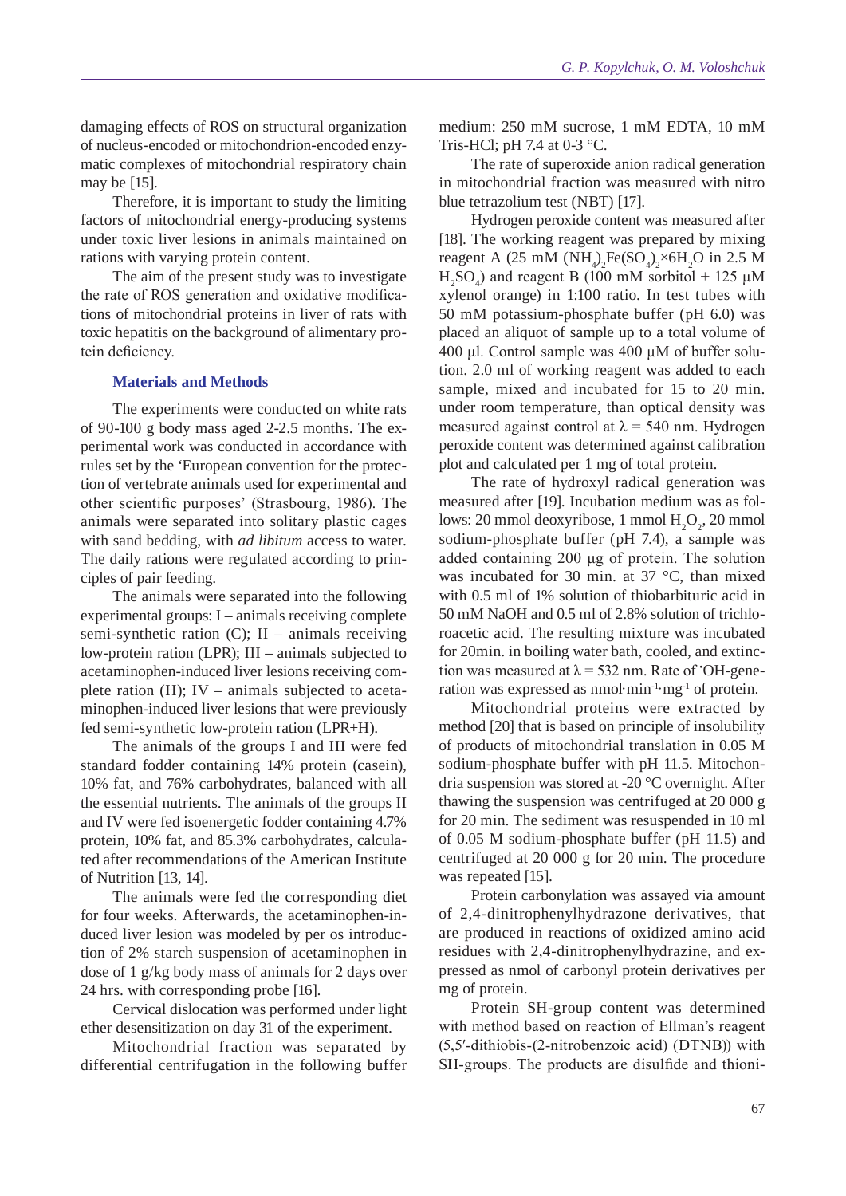damaging effects of ROS on structural organization of nucleus-encoded or mitochondrion-encoded enzymatic complexes of mitochondrial respiratory chain may be [15].

Therefore, it is important to study the limiting factors of mitochondrial energy-producing systems under toxic liver lesions in animals maintained on rations with varying protein content.

The aim of the present study was to investigate the rate of ROS generation and oxidative modifications of mitochondrial proteins in liver of rats with toxic hepatitis on the background of alimentary protein deficiency.

## Materials and Methods

The experiments were conducted on white rats of 90-100 g body mass aged 2-2.5 months. The experimental work was conducted in accordance with rules set by the 'European convention for the protection of vertebrate animals used for experimental and other scientific purposes' (Strasbourg, 1986). The animals were separated into solitary plastic cages with sand bedding, with *ad libitum* access to water. The daily rations were regulated according to principles of pair feeding.

The animals were separated into the following experimental groups: I – animals receiving complete semi-synthetic ration (C); II – animals receiving low-protein ration (LPR); III – animals subjected to acetaminophen-induced liver lesions receiving complete ration (H); IV – animals subjected to acetaminophen-induced liver lesions that were previously fed semi-synthetic low-protein ration (LPR+H).

The animals of the groups I and III were fed standard fodder containing 14% protein (casein), 10% fat, and 76% carbohydrates, balanced with all the essential nutrients. The animals of the groups II and IV were fed isoenergetic fodder containing 4.7% protein, 10% fat, and 85.3% carbohydrates, calculated after recommendations of the American Institute of Nutrition [13, 14].

The animals were fed the corresponding diet for four weeks. Afterwards, the acetaminophen-induced liver lesion was modeled by per os introduction of 2% starch suspension of acetaminophen in dose of 1 g/kg body mass of animals for 2 days over 24 hrs. with corresponding probe [16].

Cervical dislocation was performed under light ether desensitization on day 31 of the experiment.

Mitochondrial fraction was separated by differential centrifugation in the following buffer medium: 250 mM sucrose, 1 mM EDTA, 10 mM Tris-HCl; pH 7.4 at 0-3 °C.

The rate of superoxide anion radical generation in mitochondrial fraction was measured with nitro blue tetrazolium test (NBT) [17].

Hydrogen peroxide content was measured after [18]. The working reagent was prepared by mixing reagent A (25 mM $(NH_4)_2Fe(SO_4)_2 \times 6H_2O$ in 2.5 M $H_2SO_4$) and reagent B (100 mM sorbitol + 125 μM xylenol orange) in 1:100 ratio. In test tubes with 50 mM potassium-phosphate buffer (pH 6.0) was placed an aliquot of sample up to a total volume of 400 μl. Control sample was 400 μM of buffer solution. 2.0 ml of working reagent was added to each sample, mixed and incubated for 15 to 20 min. under room temperature, than optical density was measured against control at $\lambda = 540$ nm. Hydrogen peroxide content was determined against calibration plot and calculated per 1 mg of total protein.

The rate of hydroxyl radical generation was measured after [19]. Incubation medium was as follows: 20 mmol deoxyribose, 1 mmol $H_2O_2$, 20 mmol sodium-phosphate buffer (pH 7.4), a sample was added containing 200 μg of protein. The solution was incubated for 30 min. at 37 °C, than mixed with 0.5 ml of 1% solution of thiobarbituric acid in 50 mM NaOH and 0.5 ml of 2.8% solution of trichloroacetic acid. The resulting mixture was incubated for 20min. in boiling water bath, cooled, and extinction was measured at $\lambda = 532$ nm. Rate of $^{\bullet}OH$-generation was expressed as $nmol \cdot min^{-1} \cdot mg^{-1}$ of protein.

Mitochondrial proteins were extracted by method [20] that is based on principle of insolubility of products of mitochondrial translation in 0.05 M sodium-phosphate buffer with pH 11.5. Mitochondria suspension was stored at -20 °C overnight. After thawing the suspension was centrifuged at 20 000 g for 20 min. The sediment was resuspended in 10 ml of 0.05 M sodium-phosphate buffer (pH 11.5) and centrifuged at 20 000 g for 20 min. The procedure was repeated [15].

Protein carbonylation was assayed via amount of 2,4-dinitrophenylhydrazone derivatives, that are produced in reactions of oxidized amino acid residues with 2,4-dinitrophenylhydrazine, and expressed as nmol of carbonyl protein derivatives per mg of protein.

Protein SH-group content was determined with method based on reaction of Ellman's reagent (5,5′-dithiobis-(2-nitrobenzoic acid) (DTNB)) with SH-groups. The products are disulfide and thioni-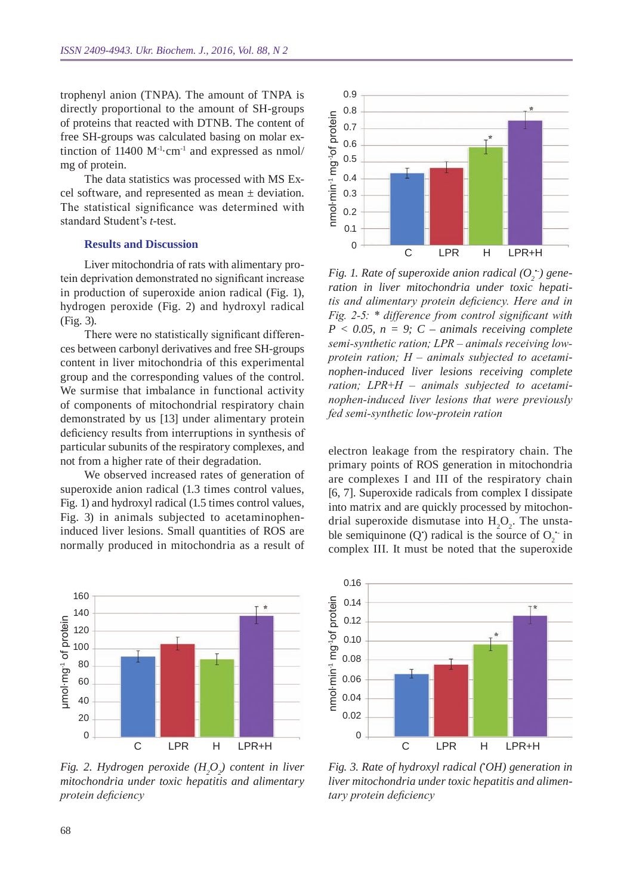trophenyl anion (TNPA). The amount of TNPA is directly proportional to the amount of SH-groups of proteins that reacted with DTNB. The content of free SH-groups was calculated basing on molar extinction of 11400 $M^{-1}\cdot cm^{-1}$ and expressed as nmol/mg of protein.

The data statistics was processed with MS Excel software, and represented as mean ± deviation. The statistical significance was determined with standard Student's *t*-test.

## Results and Discussion

Liver mitochondria of rats with alimentary protein deprivation demonstrated no significant increase in production of superoxide anion radical (Fig. 1), hydrogen peroxide (Fig. 2) and hydroxyl radical (Fig. 3).

There were no statistically significant differences between carbonyl derivatives and free SH-groups content in liver mitochondria of this experimental group and the corresponding values of the control. We surmise that imbalance in functional activity of components of mitochondrial respiratory chain demonstrated by us [13] under alimentary protein deficiency results from interruptions in synthesis of particular subunits of the respiratory complexes, and not from a higher rate of their degradation.

We observed increased rates of generation of superoxide anion radical (1.3 times control values, Fig. 1) and hydroxyl radical (1.5 times control values, Fig. 3) in animals subjected to acetaminophen-induced liver lesions. Small quantities of ROS are normally produced in mitochondria as a result of electron leakage from the respiratory chain. The primary points of ROS generation in mitochondria are complexes I and III of the respiratory chain [6, 7]. Superoxide radicals from complex I dissipate into matrix and are quickly processed by mitochondrial superoxide dismutase into $H_2O_2$. The unstable semiquinone ($Q^{\cdot}$) radical is the source of $O_2^{\cdot-}$ in complex III. It must be noted that the superoxide

*Fig. 1. Rate of superoxide anion radical ($O_2^{\cdot-}$) generation in liver mitochondria under toxic hepatitis and alimentary protein deficiency. Here and in Fig. 2-5: * difference from control significant with $P < 0.05$, $n = 9$; C – animals receiving complete semi-synthetic ration; LPR – animals receiving low-protein ration; H – animals subjected to acetaminophen-induced liver lesions receiving complete ration; LPR+H – animals subjected to acetaminophen-induced liver lesions that were previously fed semi-synthetic low-protein ration*

*Fig. 2. Hydrogen peroxide ($H_2O_2$) content in liver mitochondria under toxic hepatitis and alimentary protein deficiency*

*Fig. 3. Rate of hydroxyl radical ($^{\cdot}OH$) generation in liver mitochondria under toxic hepatitis and alimentary protein deficiency*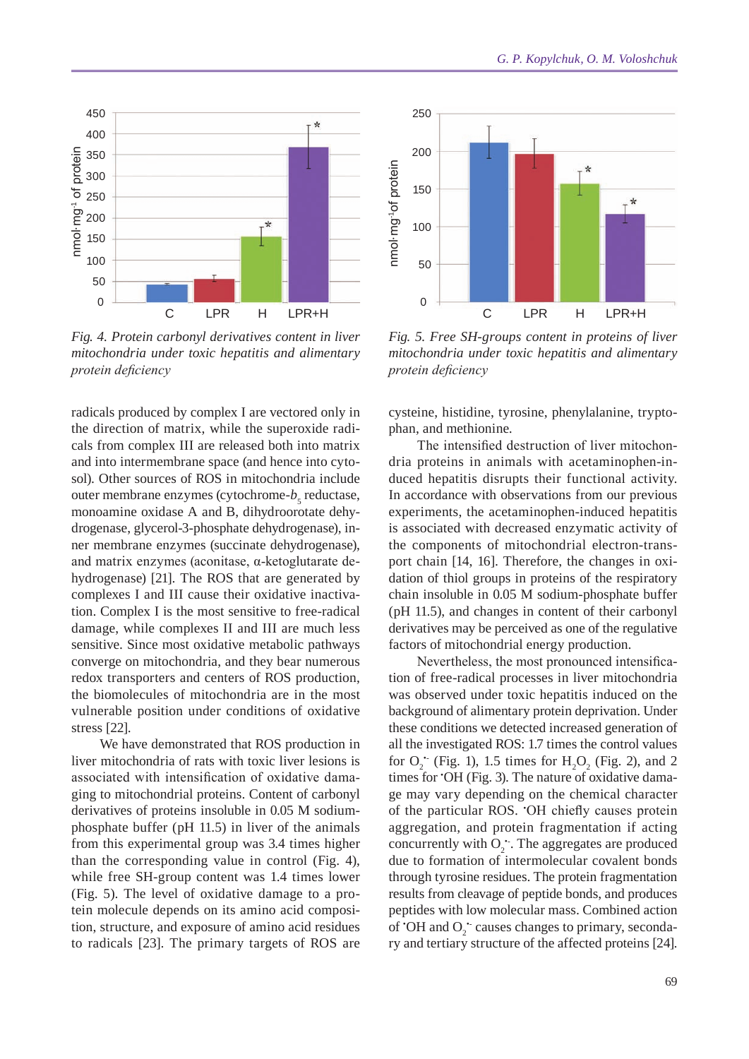*Fig. 4. Protein carbonyl derivatives content in liver mitochondria under toxic hepatitis and alimentary protein deficiency*

*Fig. 5. Free SH-groups content in proteins of liver mitochondria under toxic hepatitis and alimentary protein deficiency*

radicals produced by complex I are vectored only in the direction of matrix, while the superoxide radicals from complex III are released both into matrix and into intermembrane space (and hence into cytosol). Other sources of ROS in mitochondria include outer membrane enzymes (cytochrome-$b_5$ reductase, monoamine oxidase A and B, dihydroorotate dehydrogenase, glycerol-3-phosphate dehydrogenase), inner membrane enzymes (succinate dehydrogenase), and matrix enzymes (aconitase, α-ketoglutarate dehydrogenase) [21]. The ROS that are generated by complexes I and III cause their oxidative inactivation. Complex I is the most sensitive to free-radical damage, while complexes II and III are much less sensitive. Since most oxidative metabolic pathways converge on mitochondria, and they bear numerous redox transporters and centers of ROS production, the biomolecules of mitochondria are in the most vulnerable position under conditions of oxidative stress [22].

We have demonstrated that ROS production in liver mitochondria of rats with toxic liver lesions is associated with intensification of oxidative damaging to mitochondrial proteins. Content of carbonyl derivatives of proteins insoluble in 0.05 M sodium-phosphate buffer (pH 11.5) in liver of the animals from this experimental group was 3.4 times higher than the corresponding value in control (Fig. 4), while free SH-group content was 1.4 times lower (Fig. 5). The level of oxidative damage to a protein molecule depends on its amino acid composition, structure, and exposure of amino acid residues to radicals [23]. The primary targets of ROS are cysteine, histidine, tyrosine, phenylalanine, tryptophan, and methionine.

The intensified destruction of liver mitochondria proteins in animals with acetaminophen-induced hepatitis disrupts their functional activity. In accordance with observations from our previous experiments, the acetaminophen-induced hepatitis is associated with decreased enzymatic activity of the components of mitochondrial electron-transport chain [14, 16]. Therefore, the changes in oxidation of thiol groups in proteins of the respiratory chain insoluble in 0.05 M sodium-phosphate buffer (pH 11.5), and changes in content of their carbonyl derivatives may be perceived as one of the regulative factors of mitochondrial energy production.

Nevertheless, the most pronounced intensification of free-radical processes in liver mitochondria was observed under toxic hepatitis induced on the background of alimentary protein deprivation. Under these conditions we detected increased generation of all the investigated ROS: 1.7 times the control values for $O_2^{\cdot-}$ (Fig. 1), 1.5 times for $H_2O_2$ (Fig. 2), and 2 times for $^{\cdot}OH$ (Fig. 3). The nature of oxidative damage may vary depending on the chemical character of the particular ROS. $^{\cdot}OH$ chiefly causes protein aggregation, and protein fragmentation if acting concurrently with $O_2^{\cdot-}$. The aggregates are produced due to formation of intermolecular covalent bonds through tyrosine residues. The protein fragmentation results from cleavage of peptide bonds, and produces peptides with low molecular mass. Combined action of $^{\cdot}OH$ and $O_2^{\cdot-}$ causes changes to primary, secondary and tertiary structure of the affected proteins [24].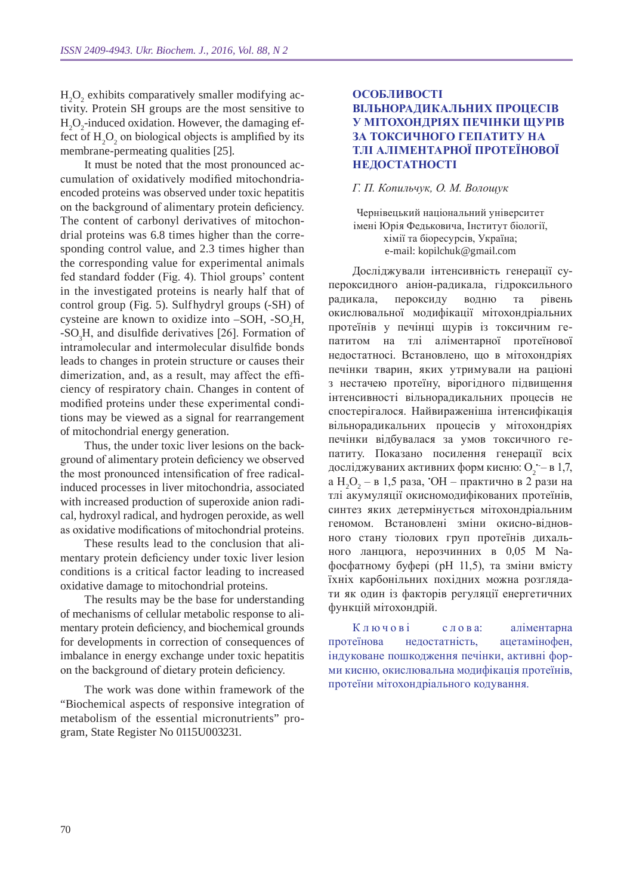$H_2O_2$ exhibits comparatively smaller modifying activity. Protein SH groups are the most sensitive to $H_2O_2$-induced oxidation. However, the damaging effect of $H_2O_2$ on biological objects is amplified by its membrane-permeating qualities [25].

It must be noted that the most pronounced accumulation of oxidatively modified mitochondria-encoded proteins was observed under toxic hepatitis on the background of alimentary protein deficiency. The content of carbonyl derivatives of mitochondrial proteins was 6.8 times higher than the corresponding control value, and 2.3 times higher than the corresponding value for experimental animals fed standard fodder (Fig. 4). Thiol groups' content in the investigated proteins is nearly half that of control group (Fig. 5). Sulfhydryl groups (-SH) of cysteine are known to oxidize into –SOH, -$SO_2$H, -$SO_3$H, and disulfide derivatives [26]. Formation of intramolecular and intermolecular disulfide bonds leads to changes in protein structure or causes their dimerization, and, as a result, may affect the efficiency of respiratory chain. Changes in content of modified proteins under these experimental conditions may be viewed as a signal for rearrangement of mitochondrial energy generation.

Thus, the under toxic liver lesions on the background of alimentary protein deficiency we observed the most pronounced intensification of free radical-induced processes in liver mitochondria, associated with increased production of superoxide anion radical, hydroxyl radical, and hydrogen peroxide, as well as oxidative modifications of mitochondrial proteins.

These results lead to the conclusion that alimentary protein deficiency under toxic liver lesion conditions is a critical factor leading to increased oxidative damage to mitochondrial proteins.

The results may be the base for understanding of mechanisms of cellular metabolic response to alimentary protein deficiency, and biochemical grounds for developments in correction of consequences of imbalance in energy exchange under toxic hepatitis on the background of dietary protein deficiency.

The work was done within framework of the "Biochemical aspects of responsive integration of metabolism of the essential micronutrients" program, State Register No 0115U003231.

## ОСОБЛИВОСТІ ВІЛЬНОРАДИКАЛЬНИХ ПРОЦЕСІВ У МІТОХОНДРІЯХ ПЕЧІНКИ ЩУРІВ ЗА ТОКСИЧНОГО ГЕПАТИТУ НА ТЛІ АЛІМЕНТАРНОЇ ПРОТЕЇНОВОЇ НЕДОСТАТНОСТІ

*Г. П. Копильчук, О. М. Волощук*

Чернівецький національний університет імені Юрія Федьковича, Інститут біології, хімії та біоресурсів, Україна;
e-mail: kopilchuk@gmail.com

Досліджували інтенсивність генерації супероксидного аніон-радикала, гідроксильного радикала, пероксиду водню та рівень окислювальної модифікації мітохондріальних протеїнів у печінці щурів із токсичним гепатитом на тлі аліментарної протеїнової недостатності. Встановлено, що в мітохондріях печінки тварин, яких утримували на раціоні з нестачею протеїну, вірогідного підвищення інтенсивності вільнорадикальних процесів не спостерігалося. Найвираженіша інтенсифікація вільнорадикальних процесів у мітохондріях печінки відбувалася за умов токсичного гепатиту. Показано посилення генерації всіх досліджуваних активних форм кисню: $O_2^{\cdot-}$ – в 1,7, а $H_2O_2$ – в 1,5 раза, $^{\cdot}OH$ – практично в 2 рази на тлі акумуляції окисномодифікованих протеїнів, синтез яких детермінується мітохондріальним геномом. Встановлені зміни окисно-відновного стану тіолових груп протеїнів дихального ланцюга, нерозчинних в 0,05 М Na-фосфатному буфері (pH 11,5), та зміни вмісту їхніх карбонільних похідних можна розглядати як один із факторів регуляції енергетичних функцій мітохондрій.

Ключові слова: аліментарна протеїнова недостатність, ацетамінофен, індуковане пошкодження печінки, активні форми кисню, окислювальна модифікація протеїнів, протеїни мітохондріального кодування.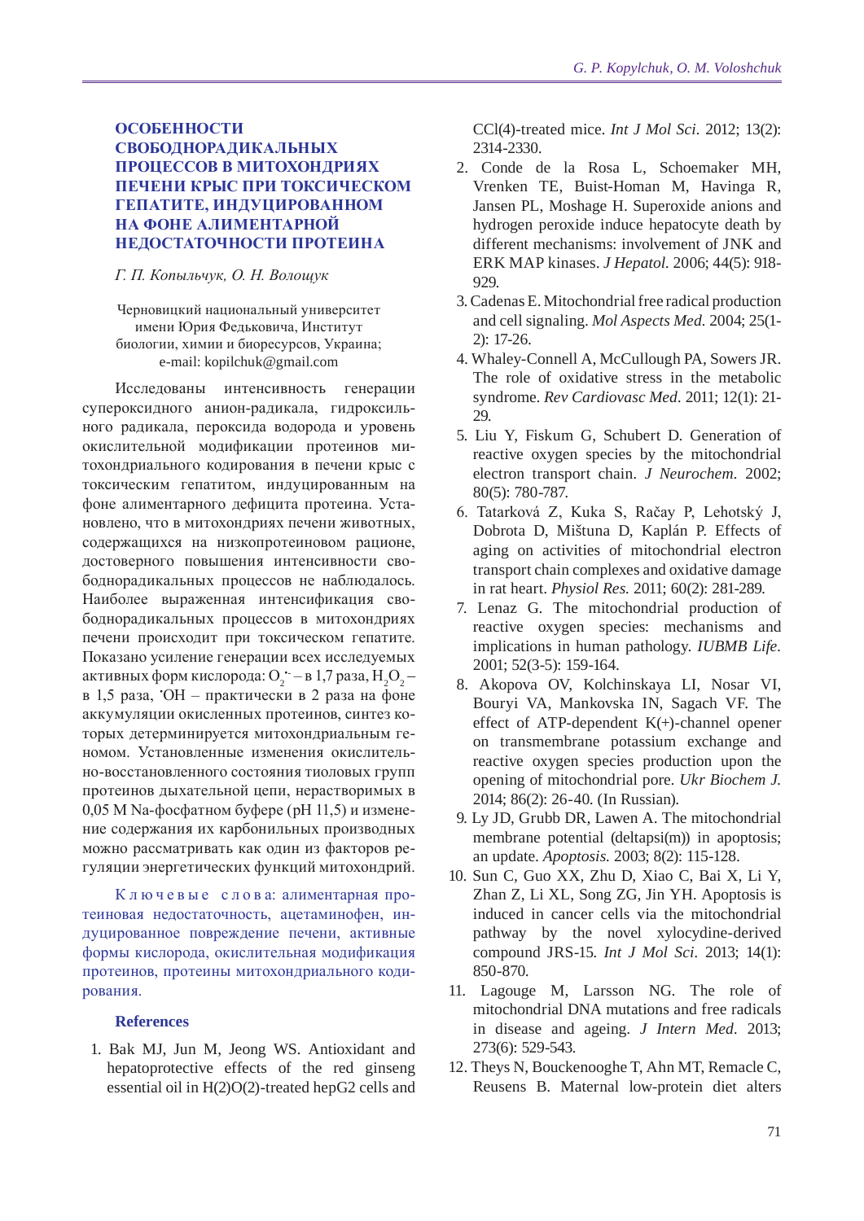## ОСОБЕННОСТИ СВОБОДНОРАДИКАЛЬНЫХ ПРОЦЕССОВ В МИТОХОНДРИЯХ ПЕЧЕНИ КРЫС ПРИ ТОКСИЧЕСКОМ ГЕПАТИТЕ, ИНДУЦИРОВАННОМ НА ФОНЕ АЛИМЕНТАРНОЙ НЕДОСТАТОЧНОСТИ ПРОТЕИНА

*Г. П. Копыльчук, О. Н. Волощук*

Черновицкий национальный университет имени Юрия Федьковича, Институт биологии, химии и биоресурсов, Украина;
e-mail: kopilchuk@gmail.com

Исследованы интенсивность генерации супероксидного анион-радикала, гидроксильного радикала, пероксида водорода и уровень окислительной модификации протеинов митохондриального кодирования в печени крыс с токсическим гепатитом, индуцированным на фоне алиментарного дефицита протеина. Установлено, что в митохондриях печени животных, содержащихся на низкопротеиновом рационе, достоверного повышения интенсивности свободнорадикальных процессов не наблюдалось. Наиболее выраженная интенсификация свободнорадикальных процессов печени происходит при токсическом гепатите. Показано усиление генерации всех исследуемых активных форм кислорода: $O_2^{\bullet -}$ – в 1,7 раза, $H_2O_2$ – в 1,5 раза, $^{\bullet}OH$ – практически в 2 раза на фоне аккумуляции окисленных протеинов, синтез которых детерминируется митохондриальным геномом. Установленные изменения окислительно-восстановленного состояния тиоловых групп протеинов дыхательной цепи, нерастворимых в 0,05 М Na-фосфатном буфере (рН 11,5) и изменение содержания их карбонильных производных можно рассматривать как один из факторов регуляции энергетических функций митохондрий.

Ключевые слова: алиментарная протеиновая недостаточность, ацетаминофен, индуцированное повреждение печени, активные формы кислорода, окислительная модификация протеинов, протеины митохондриального кодирования.

### References

1. Bak MJ, Jun M, Jeong WS. Antioxidant and hepatoprotective effects of the red ginseng essential oil in H(2)O(2)-treated hepG2 cells and CCl(4)-treated mice. *Int J Mol Sci.* 2012; 13(2): 2314-2330.
2. Conde de la Rosa L, Schoemaker MH, Vrenken TE, Buist-Homan M, Havinga R, Jansen PL, Moshage H. Superoxide anions and hydrogen peroxide induce hepatocyte death by different mechanisms: involvement of JNK and ERK MAP kinases. *J Hepatol.* 2006; 44(5): 918-929.
3. Cadenas E. Mitochondrial free radical production and cell signaling. *Mol Aspects Med.* 2004; 25(1-2): 17-26.
4. Whaley-Connell A, McCullough PA, Sowers JR. The role of oxidative stress in the metabolic syndrome. *Rev Cardiovasc Med.* 2011; 12(1): 21-29.
5. Liu Y, Fiskum G, Schubert D. Generation of reactive oxygen species by the mitochondrial electron transport chain. *J Neurochem.* 2002; 80(5): 780-787.
6. Tatarková Z, Kuka S, Račay P, Lehotský J, Dobrota D, Mištuna D, Kaplán P. Effects of aging on activities of mitochondrial electron transport chain complexes and oxidative damage in rat heart. *Physiol Res.* 2011; 60(2): 281-289.
7. Lenaz G. The mitochondrial production of reactive oxygen species: mechanisms and implications in human pathology. *IUBMB Life.* 2001; 52(3-5): 159-164.
8. Akopova OV, Kolchinskaya LI, Nosar VI, Bouryi VA, Mankovska IN, Sagach VF. The effect of ATP-dependent K(+)-channel opener on transmembrane potassium exchange and reactive oxygen species production upon the opening of mitochondrial pore. *Ukr Biochem J.* 2014; 86(2): 26-40. (In Russian).
9. Ly JD, Grubb DR, Lawen A. The mitochondrial membrane potential (deltapsi(m)) in apoptosis; an update. *Apoptosis.* 2003; 8(2): 115-128.
10. Sun C, Guo XX, Zhu D, Xiao C, Bai X, Li Y, Zhan Z, Li XL, Song ZG, Jin YH. Apoptosis is induced in cancer cells via the mitochondrial pathway by the novel xylocydine-derived compound JRS-15. *Int J Mol Sci.* 2013; 14(1): 850-870.
11. Lagouge M, Larsson NG. The role of mitochondrial DNA mutations and free radicals in disease and ageing. *J Intern Med.* 2013; 273(6): 529-543.
12. Theys N, Bouckenooghe T, Ahn MT, Remacle C, Reusens B. Maternal low-protein diet alters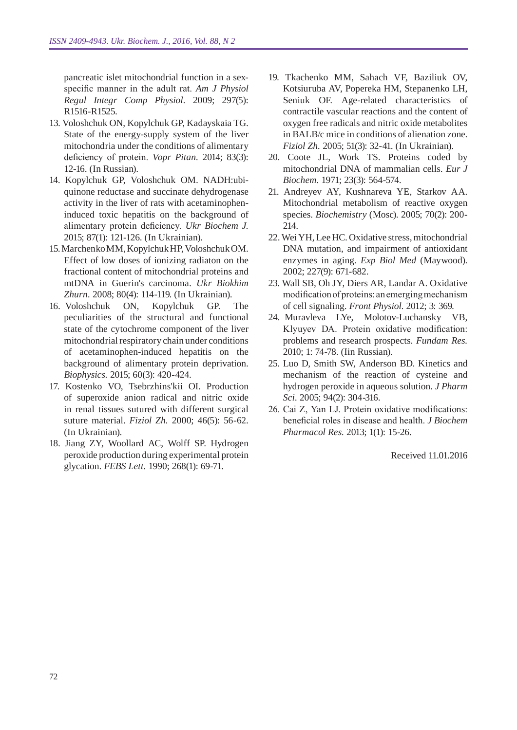pancreatic islet mitochondrial function in a sex-specific manner in the adult rat. *Am J Physiol Regul Integr Comp Physiol*. 2009; 297(5): R1516-R1525.

13. Voloshchuk ON, Kopylchuk GP, Kadayskaia TG. State of the energy-supply system of the liver mitochondria under the conditions of alimentary deficiency of protein. *Vopr Pitan*. 2014; 83(3): 12-16. (In Russian).
14. Kopylchuk GP, Voloshchuk OM. NADH:ubiquinone reductase and succinate dehydrogenase activity in the liver of rats with acetaminophen-induced toxic hepatitis on the background of alimentary protein deficiency. *Ukr Biochem J.* 2015; 87(1): 121-126. (In Ukrainian).
15. Marchenko MM, Kopylchuk HP, Voloshchuk OM. Effect of low doses of ionizing radiaton on the fractional content of mitochondrial proteins and mtDNA in Guerin's carcinoma. *Ukr Biokhim Zhurn*. 2008; 80(4): 114-119. (In Ukrainian).
16. Voloshchuk ON, Kopylchuk GP. The peculiarities of the structural and functional state of the cytochrome component of the liver mitochondrial respiratory chain under conditions of acetaminophen-induced hepatitis on the background of alimentary protein deprivation. *Biophysics.* 2015; 60(3): 420-424.
17. Kostenko VO, Tsebrzhins'kii OI. Production of superoxide anion radical and nitric oxide in renal tissues sutured with different surgical suture material. *Fiziol Zh.* 2000; 46(5): 56-62. (In Ukrainian).
18. Jiang ZY, Woollard AC, Wolff SP. Hydrogen peroxide production during experimental protein glycation. *FEBS Lett.* 1990; 268(1): 69-71.
19. Tkachenko MM, Sahach VF, Baziliuk OV, Kotsiuruba AV, Popereka HM, Stepanenko LH, Seniuk OF. Age-related characteristics of contractile vascular reactions and the content of oxygen free radicals and nitric oxide metabolites in BALB/c mice in conditions of alienation zone. *Fiziol Zh.* 2005; 51(3): 32-41. (In Ukrainian).
20. Coote JL, Work TS. Proteins coded by mitochondrial DNA of mammalian cells. *Eur J Biochem*. 1971; 23(3): 564-574.
21. Andreyev AY, Kushnareva YE, Starkov AA. Mitochondrial metabolism of reactive oxygen species. *Biochemistry* (Mosc). 2005; 70(2): 200-214.
22. Wei YH, Lee HC. Oxidative stress, mitochondrial DNA mutation, and impairment of antioxidant enzymes in aging. *Exp Biol Med* (Maywood). 2002; 227(9): 671-682.
23. Wall SB, Oh JY, Diers AR, Landar A. Oxidative modification of proteins: an emerging mechanism of cell signaling. *Front Physiol.* 2012; 3: 369.
24. Muravleva LYe, Molotov-Luchansky VB, Klyuyev DA. Protein oxidative modification: problems and research prospects. *Fundam Res.* 2010; 1: 74-78. (Iin Russian).
25. Luo D, Smith SW, Anderson BD. Kinetics and mechanism of the reaction of cysteine and hydrogen peroxide in aqueous solution. *J Pharm Sci*. 2005; 94(2): 304-316.
26. Cai Z, Yan LJ. Protein oxidative modifications: beneficial roles in disease and health. *J Biochem Pharmacol Res.* 2013; 1(1): 15-26.

Received 11.01.2016